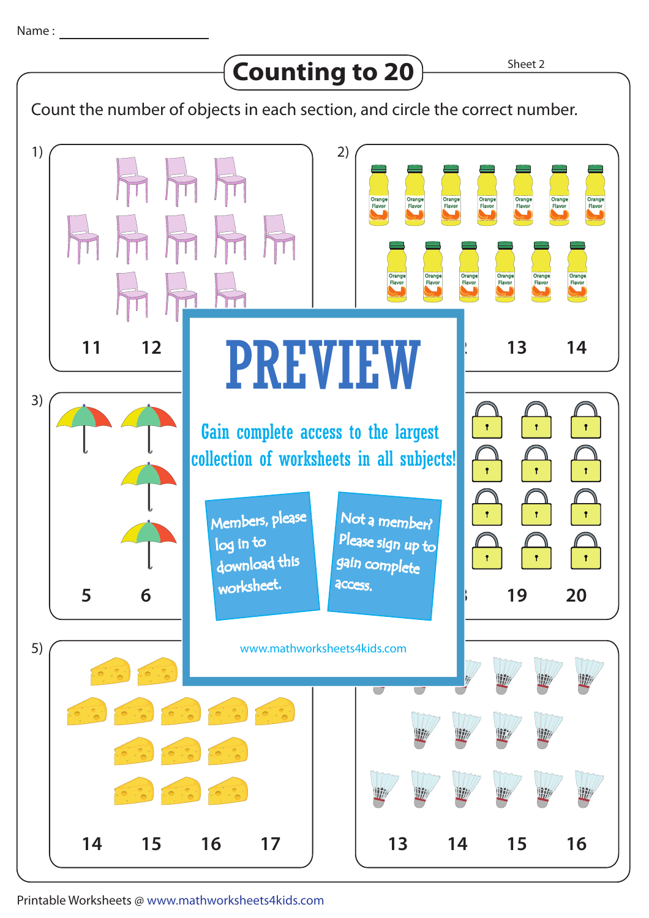Name : ____________________

# Counting to 20

Sheet 2

Count the number of objects in each section, and circle the correct number.

1)

11 12

2)

13 14

3)

5 6

4)

19 20

5)

14 15 16 17

6)

13 14 15 16

PREVIEW

Gain complete access to the largest collection of worksheets in all subjects!

Members, please log in to download this worksheet.

Not a member? Please sign up to gain complete access.

www.mathworksheets4kids.com

Printable Worksheets @ www.mathworksheets4kids.com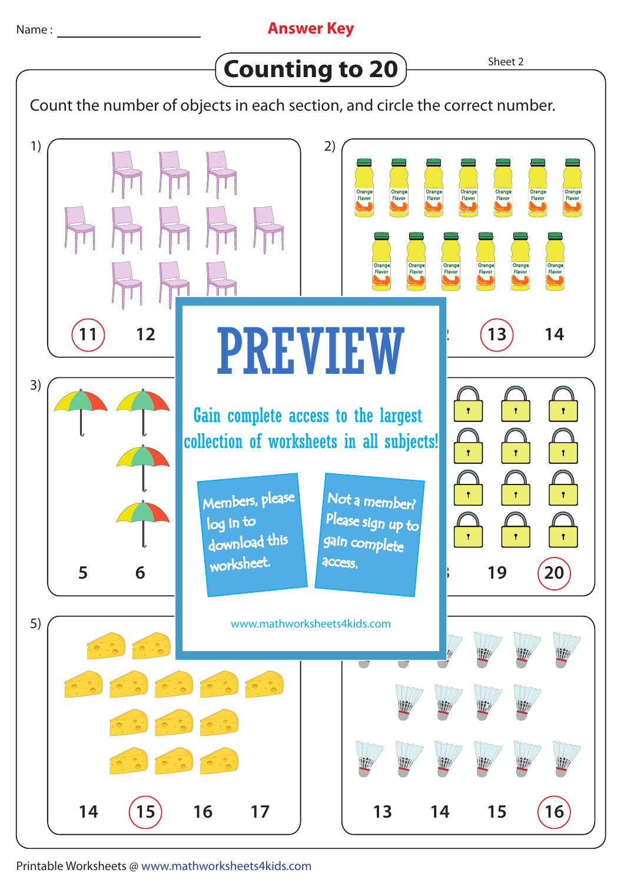Name : ______________________

**Answer Key**

# Counting to 20

Sheet 2

Count the number of objects in each section, and circle the correct number.

1) 11 (circled) 12

2) 13 (circled) 14

3) 5 6

4) 19 20 (circled)

5) 14 15 (circled) 16 17

6) 13 14 15 16 (circled)

**PREVIEW**

Gain complete access to the largest collection of worksheets in all subjects!

Members, please log in to download this worksheet.

Not a member? Please sign up to gain complete access.

www.mathworksheets4kids.com

Printable Worksheets @ www.mathworksheets4kids.com